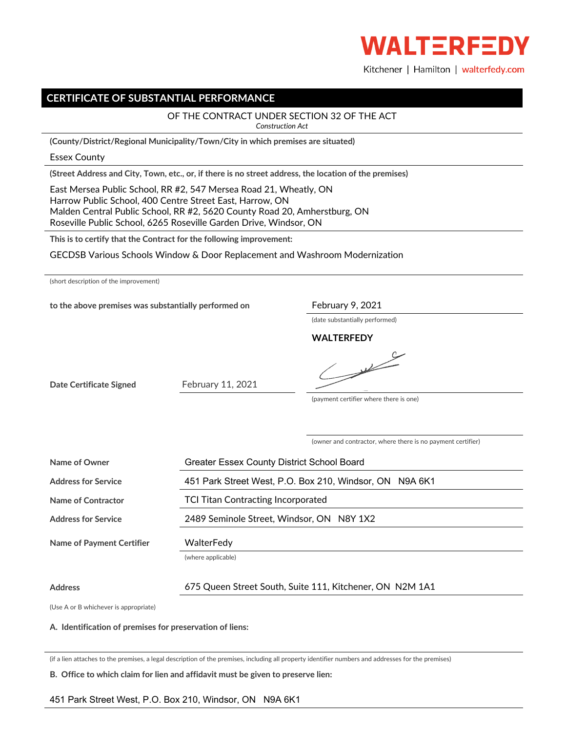WALTERFEDY

Kitchener | Hamilton | walterfedy.com

## CERTIFICATE OF SUBSTANTIAL PERFORMANCE

OF THE CONTRACT UNDER SECTION 32 OF THE ACT
*Construction Act*

**(County/District/Regional Municipality/Town/City in which premises are situated)**

Essex County

**(Street Address and City, Town, etc., or, if there is no street address, the location of the premises)**

East Mersea Public School, RR #2, 547 Mersea Road 21, Wheatly, ON
Harrow Public School, 400 Centre Street East, Harrow, ON
Malden Central Public School, RR #2, 5620 County Road 20, Amherstburg, ON
Roseville Public School, 6265 Roseville Garden Drive, Windsor, ON

**This is to certify that the Contract for the following improvement:**

GECDSB Various Schools Window & Door Replacement and Washroom Modernization

(short description of the improvement)

**to the above premises was substantially performed on** February 9, 2021

(date substantially performed)

**WALTERFEDY**

**Date Certificate Signed** February 11, 2021

(payment certifier where there is one)

(owner and contractor, where there is no payment certifier)

| | |
|---|---|
| **Name of Owner** | Greater Essex County District School Board |
| **Address for Service** | 451 Park Street West, P.O. Box 210, Windsor, ON N9A 6K1 |
| **Name of Contractor** | TCI Titan Contracting Incorporated |
| **Address for Service** | 2489 Seminole Street, Windsor, ON N8Y 1X2 |
| **Name of Payment Certifier** | WalterFedy (where applicable) |
| **Address** | 675 Queen Street South, Suite 111, Kitchener, ON N2M 1A1 |

(Use A or B whichever is appropriate)

**A. Identification of premises for preservation of liens:**

(if a lien attaches to the premises, a legal description of the premises, including all property identifier numbers and addresses for the premises)

**B. Office to which claim for lien and affidavit must be given to preserve lien:**

451 Park Street West, P.O. Box 210, Windsor, ON N9A 6K1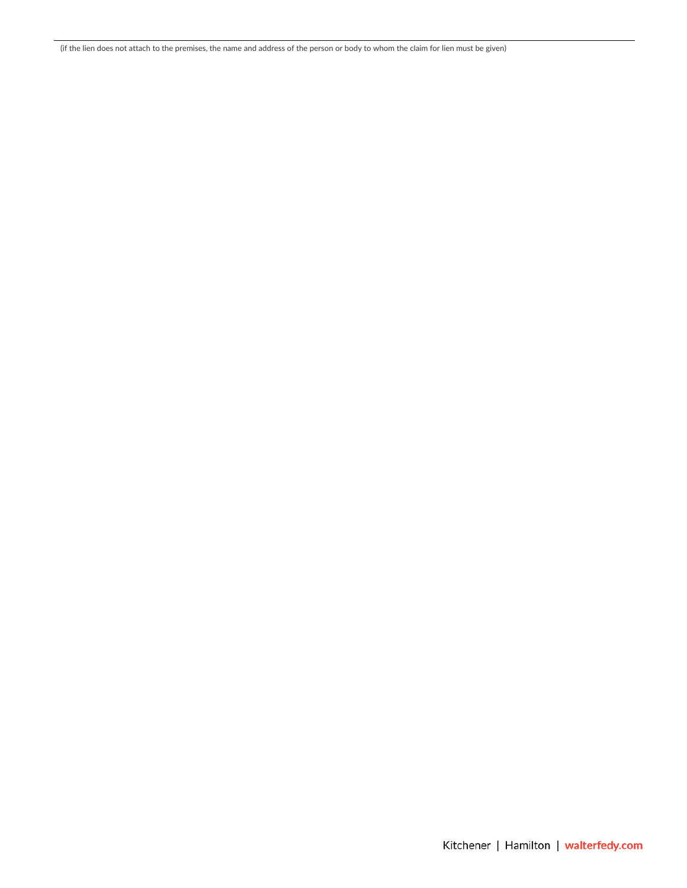(if the lien does not attach to the premises, the name and address of the person or body to whom the claim for lien must be given)